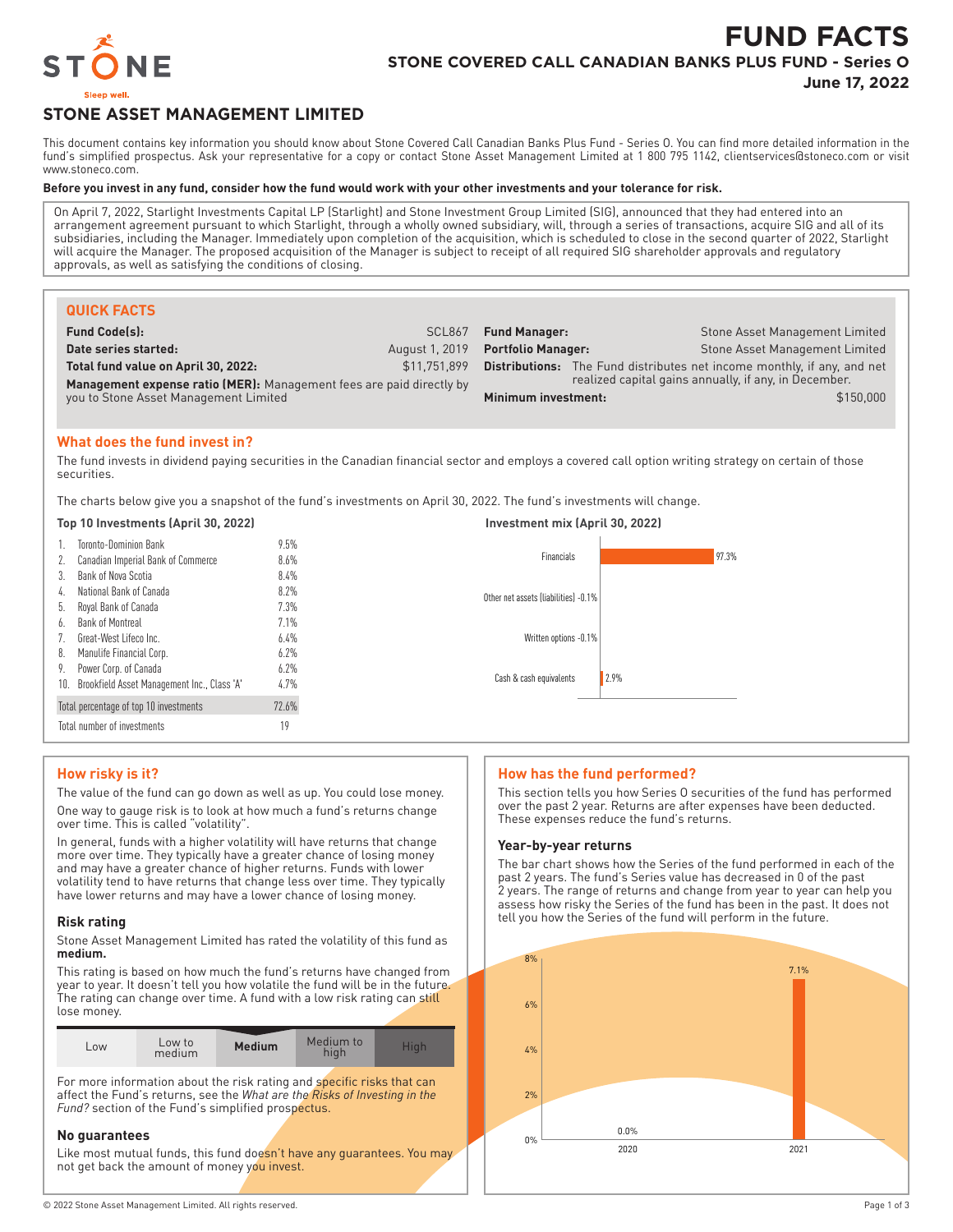# FUND FACTS

## STONE COVERED CALL CANADIAN BANKS PLUS FUND - Series O

**June 17, 2022**

STONE

Sleep well.

## STONE ASSET MANAGEMENT LIMITED

This document contains key information you should know about Stone Covered Call Canadian Banks Plus Fund - Series O. You can find more detailed information in the fund's simplified prospectus. Ask your representative for a copy or contact Stone Asset Management Limited at 1 800 795 1142, clientservices@stoneco.com or visit www.stoneco.com.

**Before you invest in any fund, consider how the fund would work with your other investments and your tolerance for risk.**

On April 7, 2022, Starlight Investments Capital LP (Starlight) and Stone Investment Group Limited (SIG), announced that they had entered into an arrangement agreement pursuant to which Starlight, through a wholly owned subsidiary, will, through a series of transactions, acquire SIG and all of its subsidiaries, including the Manager. Immediately upon completion of the acquisition, which is scheduled to close in the second quarter of 2022, Starlight will acquire the Manager. The proposed acquisition of the Manager is subject to receipt of all required SIG shareholder approvals and regulatory approvals, as well as satisfying the conditions of closing.

### QUICK FACTS

| | | | |
|---|---|---|---|
| **Fund Code(s):** | SCL867 | **Fund Manager:** | Stone Asset Management Limited |
| **Date series started:** | August 1, 2019 | **Portfolio Manager:** | Stone Asset Management Limited |
| **Total fund value on April 30, 2022:** | $11,751,899 | **Distributions:** | The Fund distributes net income monthly, if any, and net realized capital gains annually, if any, in December. |
| **Management expense ratio (MER):** Management fees are paid directly by you to Stone Asset Management Limited | | **Minimum investment:** | $150,000 |

### What does the fund invest in?

The fund invests in dividend paying securities in the Canadian financial sector and employs a covered call option writing strategy on certain of those securities.

The charts below give you a snapshot of the fund's investments on April 30, 2022. The fund's investments will change.

**Top 10 Investments (April 30, 2022)**

| | | |
|---|---|---|
| 1. | Toronto-Dominion Bank | 9.5% |
| 2. | Canadian Imperial Bank of Commerce | 8.6% |
| 3. | Bank of Nova Scotia | 8.4% |
| 4. | National Bank of Canada | 8.2% |
| 5. | Royal Bank of Canada | 7.3% |
| 6. | Bank of Montreal | 7.1% |
| 7. | Great-West Lifeco Inc. | 6.4% |
| 8. | Manulife Financial Corp. | 6.2% |
| 9. | Power Corp. of Canada | 6.2% |
| 10. | Brookfield Asset Management Inc., Class 'A' | 4.7% |
| | Total percentage of top 10 investments | 72.6% |
| | Total number of investments | 19 |

**Investment mix (April 30, 2022)**

| | |
|---|---|
| Financials | 97.3% |
| Other net assets (liabilities) | -0.1% |
| Written options | -0.1% |
| Cash & cash equivalents | 2.9% |

### How risky is it?

The value of the fund can go down as well as up. You could lose money.

One way to gauge risk is to look at how much a fund's returns change over time. This is called "volatility".

In general, funds with a higher volatility will have returns that change more over time. They typically have a greater chance of losing money and may have a greater chance of higher returns. Funds with lower volatility tend to have returns that change less over time. They typically have lower returns and may have a lower chance of losing money.

#### Risk rating

Stone Asset Management Limited has rated the volatility of this fund as **medium.**

This rating is based on how much the fund's returns have changed from year to year. It doesn't tell you how volatile the fund will be in the future. The rating can change over time. A fund with a low risk rating can still lose money.

| Low | Low to medium | **Medium** | Medium to high | High |
|---|---|---|---|---|

For more information about the risk rating and specific risks that can affect the Fund's returns, see the *What are the Risks of Investing in the Fund?* section of the Fund's simplified prospectus.

#### No guarantees

Like most mutual funds, this fund doesn't have any guarantees. You may not get back the amount of money you invest.

### How has the fund performed?

This section tells you how Series O securities of the fund has performed over the past 2 year. Returns are after expenses have been deducted. These expenses reduce the fund's returns.

#### Year-by-year returns

The bar chart shows how the Series of the fund performed in each of the past 2 years. The fund's Series value has decreased in 0 of the past 2 years. The range of returns and change from year to year can help you assess how risky the Series of the fund has been in the past. It does not tell you how the Series of the fund will perform in the future.

| Year | Return |
|---|---|
| 2020 | 0.0% |
| 2021 | 7.1% |

© 2022 Stone Asset Management Limited. All rights reserved.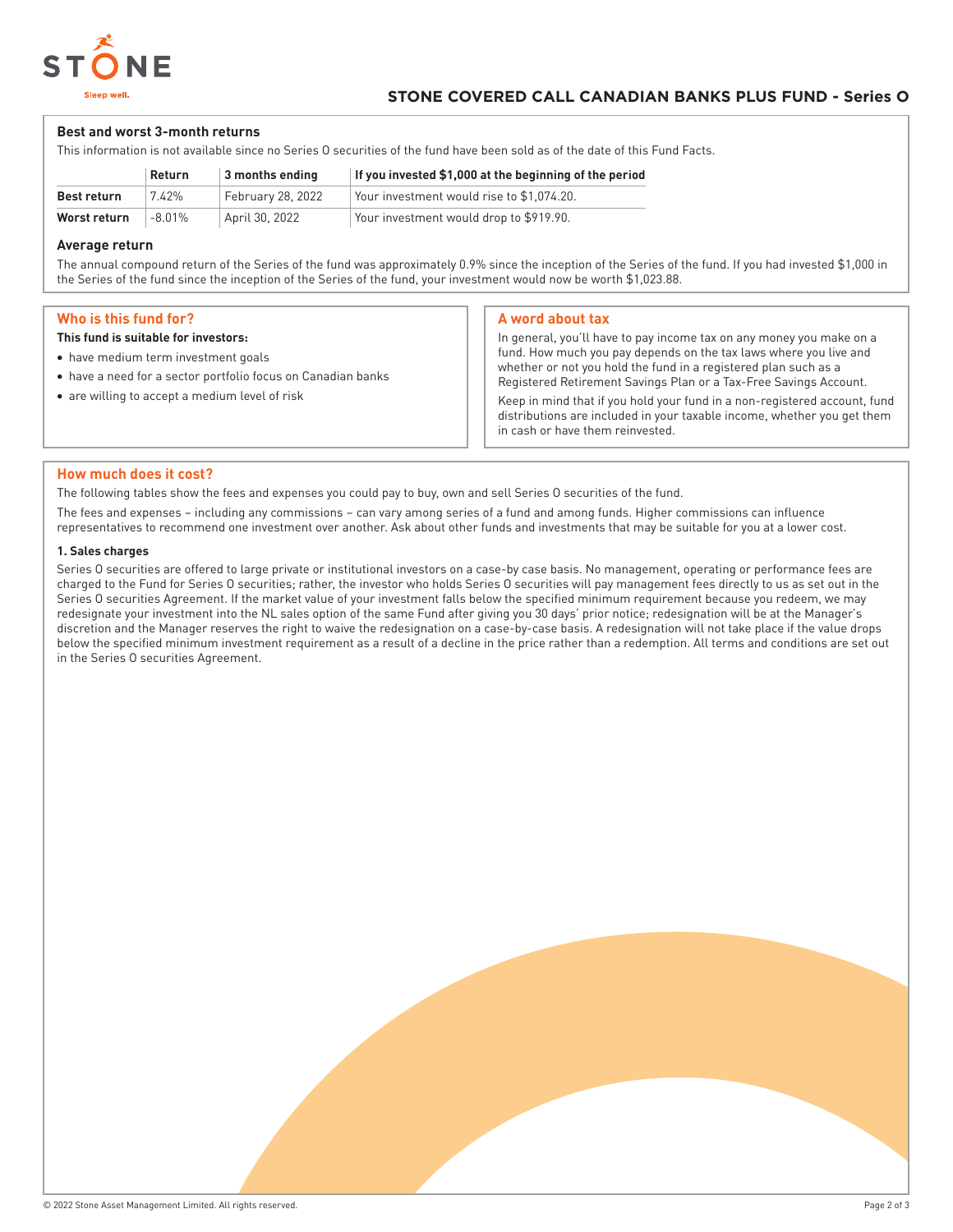## Best and worst 3-month returns

This information is not available since no Series O securities of the fund have been sold as of the date of this Fund Facts.

| | Return | 3 months ending | If you invested $1,000 at the beginning of the period |
|---|---|---|---|
| **Best return** | 7.42% | February 28, 2022 | Your investment would rise to $1,074.20. |
| **Worst return** | -8.01% | April 30, 2022 | Your investment would drop to $919.90. |

## Average return

The annual compound return of the Series of the fund was approximately 0.9% since the inception of the Series of the fund. If you had invested $1,000 in the Series of the fund since the inception of the Series of the fund, your investment would now be worth $1,023.88.

## Who is this fund for?

**This fund is suitable for investors:**

- have medium term investment goals
- have a need for a sector portfolio focus on Canadian banks
- are willing to accept a medium level of risk

## A word about tax

In general, you'll have to pay income tax on any money you make on a fund. How much you pay depends on the tax laws where you live and whether or not you hold the fund in a registered plan such as a Registered Retirement Savings Plan or a Tax-Free Savings Account.

Keep in mind that if you hold your fund in a non-registered account, fund distributions are included in your taxable income, whether you get them in cash or have them reinvested.

## How much does it cost?

The following tables show the fees and expenses you could pay to buy, own and sell Series O securities of the fund.

The fees and expenses – including any commissions – can vary among series of a fund and among funds. Higher commissions can influence representatives to recommend one investment over another. Ask about other funds and investments that may be suitable for you at a lower cost.

### 1. Sales charges

Series O securities are offered to large private or institutional investors on a case-by case basis. No management, operating or performance fees are charged to the Fund for Series O securities; rather, the investor who holds Series O securities will pay management fees directly to us as set out in the Series O securities Agreement. If the market value of your investment falls below the specified minimum requirement because you redeem, we may redesignate your investment into the NL sales option of the same Fund after giving you 30 days' prior notice; redesignation will be at the Manager's discretion and the Manager reserves the right to waive the redesignation on a case-by-case basis. A redesignation will not take place if the value drops below the specified minimum investment requirement as a result of a decline in the price rather than a redemption. All terms and conditions are set out in the Series O securities Agreement.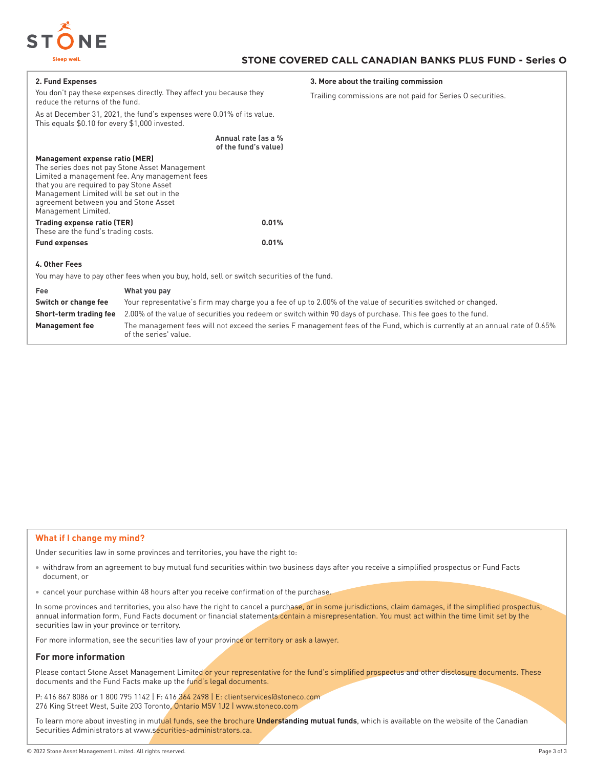# STONE COVERED CALL CANADIAN BANKS PLUS FUND - Series O

## 2. Fund Expenses

You don't pay these expenses directly. They affect you because they reduce the returns of the fund.

As at December 31, 2021, the fund's expenses were 0.01% of its value. This equals $0.10 for every $1,000 invested.

| | Annual rate (as a % of the fund's value) |
|---|---|
| **Management expense ratio (MER)**<br>The series does not pay Stone Asset Management Limited a management fee. Any management fees that you are required to pay Stone Asset Management Limited will be set out in the agreement between you and Stone Asset Management Limited. | |
| **Trading expense ratio (TER)**<br>These are the fund's trading costs. | **0.01%** |
| **Fund expenses** | **0.01%** |

## 3. More about the trailing commission

Trailing commissions are not paid for Series O securities.

## 4. Other Fees

You may have to pay other fees when you buy, hold, sell or switch securities of the fund.

| Fee | What you pay |
|---|---|
| **Switch or change fee** | Your representative's firm may charge you a fee of up to 2.00% of the value of securities switched or changed. |
| **Short-term trading fee** | 2.00% of the value of securities you redeem or switch within 90 days of purchase. This fee goes to the fund. |
| **Management fee** | The management fees will not exceed the series F management fees of the Fund, which is currently at an annual rate of 0.65% of the series' value. |

## What if I change my mind?

Under securities law in some provinces and territories, you have the right to:

- withdraw from an agreement to buy mutual fund securities within two business days after you receive a simplified prospectus or Fund Facts document, or
- cancel your purchase within 48 hours after you receive confirmation of the purchase.

In some provinces and territories, you also have the right to cancel a purchase, or in some jurisdictions, claim damages, if the simplified prospectus, annual information form, Fund Facts document or financial statements contain a misrepresentation. You must act within the time limit set by the securities law in your province or territory.

For more information, see the securities law of your province or territory or ask a lawyer.

## For more information

Please contact Stone Asset Management Limited or your representative for the fund's simplified prospectus and other disclosure documents. These documents and the Fund Facts make up the fund's legal documents.

P: 416 867 8086 or 1 800 795 1142 | F: 416 364 2498 | E: clientservices@stoneco.com
276 King Street West, Suite 203 Toronto, Ontario M5V 1J2 | www.stoneco.com

To learn more about investing in mutual funds, see the brochure **Understanding mutual funds**, which is available on the website of the Canadian Securities Administrators at www.securities-administrators.ca.

© 2022 Stone Asset Management Limited. All rights reserved.